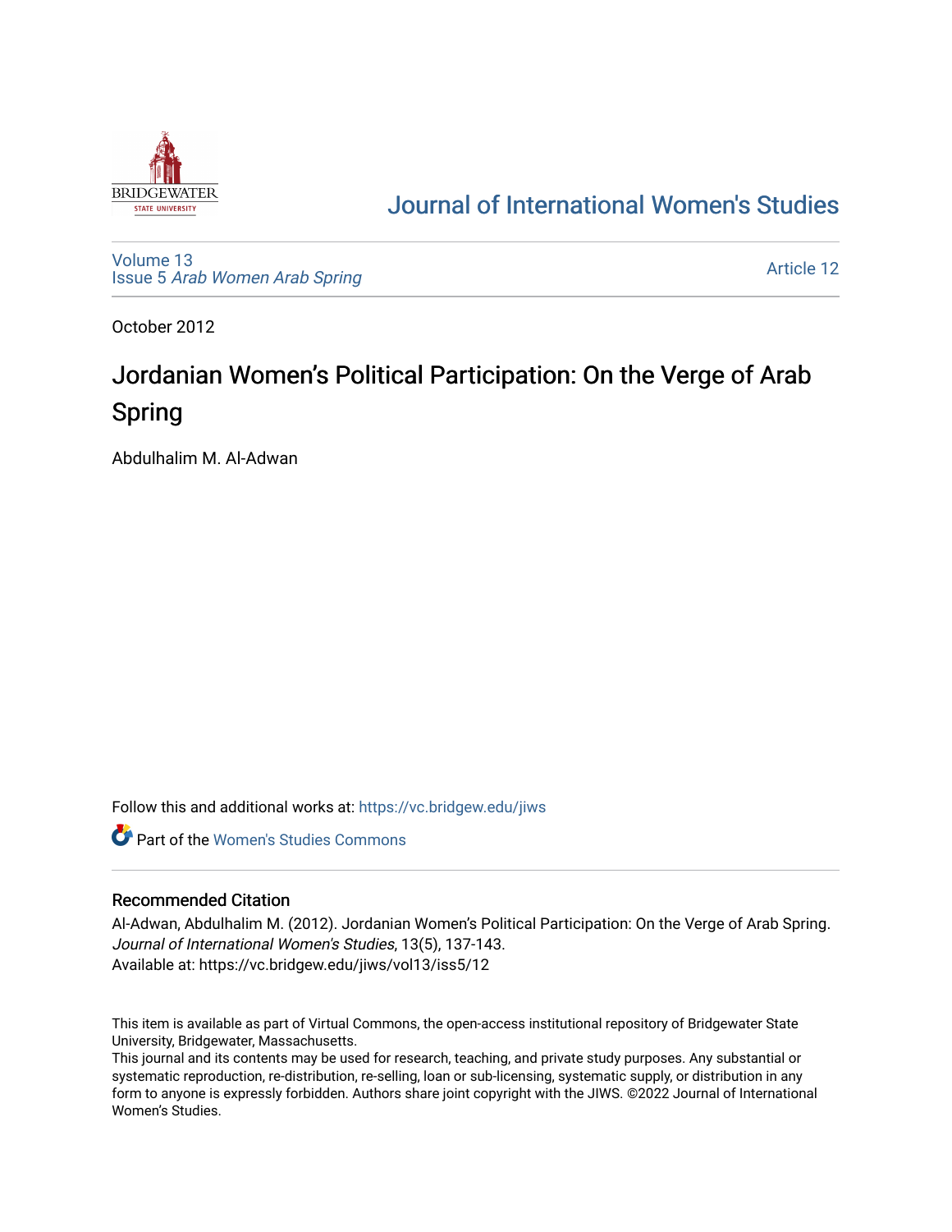Journal of International Women's Studies

Volume 13
Issue 5 *Arab Women Arab Spring*

Article 12

October 2012

# Jordanian Women's Political Participation: On the Verge of Arab Spring

Abdulhalim M. Al-Adwan

Follow this and additional works at: https://vc.bridgew.edu/jiws

Part of the Women's Studies Commons

## Recommended Citation

Al-Adwan, Abdulhalim M. (2012). Jordanian Women's Political Participation: On the Verge of Arab Spring. *Journal of International Women's Studies*, 13(5), 137-143.
Available at: https://vc.bridgew.edu/jiws/vol13/iss5/12

This item is available as part of Virtual Commons, the open-access institutional repository of Bridgewater State University, Bridgewater, Massachusetts.
This journal and its contents may be used for research, teaching, and private study purposes. Any substantial or systematic reproduction, re-distribution, re-selling, loan or sub-licensing, systematic supply, or distribution in any form to anyone is expressly forbidden. Authors share joint copyright with the JIWS. ©2022 Journal of International Women's Studies.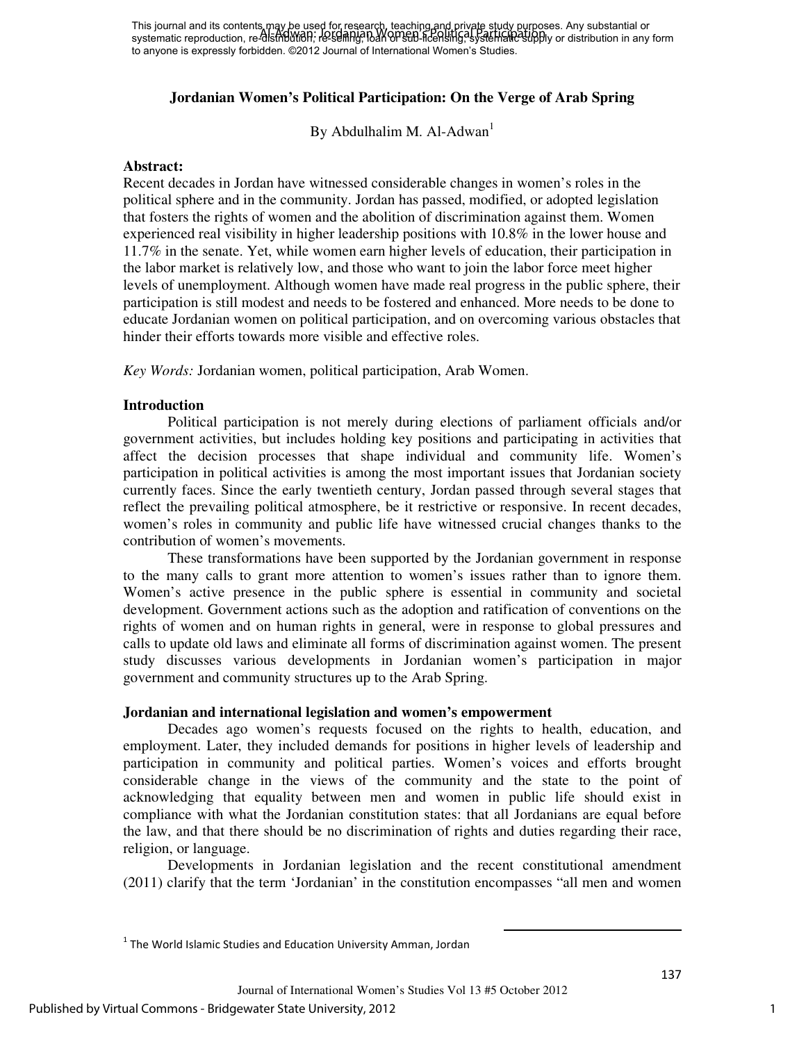# Jordanian Women's Political Participation: On the Verge of Arab Spring

By Abdulhalim M. Al-Adwan[1]

**Abstract:**
Recent decades in Jordan have witnessed considerable changes in women's roles in the political sphere and in the community. Jordan has passed, modified, or adopted legislation that fosters the rights of women and the abolition of discrimination against them. Women experienced real visibility in higher leadership positions with 10.8% in the lower house and 11.7% in the senate. Yet, while women earn higher levels of education, their participation in the labor market is relatively low, and those who want to join the labor force meet higher levels of unemployment. Although women have made real progress in the public sphere, their participation is still modest and needs to be fostered and enhanced. More needs to be done to educate Jordanian women on political participation, and on overcoming various obstacles that hinder their efforts towards more visible and effective roles.

*Key Words:* Jordanian women, political participation, Arab Women.

## Introduction

Political participation is not merely during elections of parliament officials and/or government activities, but includes holding key positions and participating in activities that affect the decision processes that shape individual and community life. Women's participation in political activities is among the most important issues that Jordanian society currently faces. Since the early twentieth century, Jordan passed through several stages that reflect the prevailing political atmosphere, be it restrictive or responsive. In recent decades, women's roles in community and public life have witnessed crucial changes thanks to the contribution of women's movements.

These transformations have been supported by the Jordanian government in response to the many calls to grant more attention to women's issues rather than to ignore them. Women's active presence in the public sphere is essential in community and societal development. Government actions such as the adoption and ratification of conventions on the rights of women and on human rights in general, were in response to global pressures and calls to update old laws and eliminate all forms of discrimination against women. The present study discusses various developments in Jordanian women's participation in major government and community structures up to the Arab Spring.

## Jordanian and international legislation and women's empowerment

Decades ago women's requests focused on the rights to health, education, and employment. Later, they included demands for positions in higher levels of leadership and participation in community and political parties. Women's voices and efforts brought considerable change in the views of the community and the state to the point of acknowledging that equality between men and women in public life should exist in compliance with what the Jordanian constitution states: that all Jordanians are equal before the law, and that there should be no discrimination of rights and duties regarding their race, religion, or language.

Developments in Jordanian legislation and the recent constitutional amendment (2011) clarify that the term 'Jordanian' in the constitution encompasses "all men and women

[1] The World Islamic Studies and Education University Amman, Jordan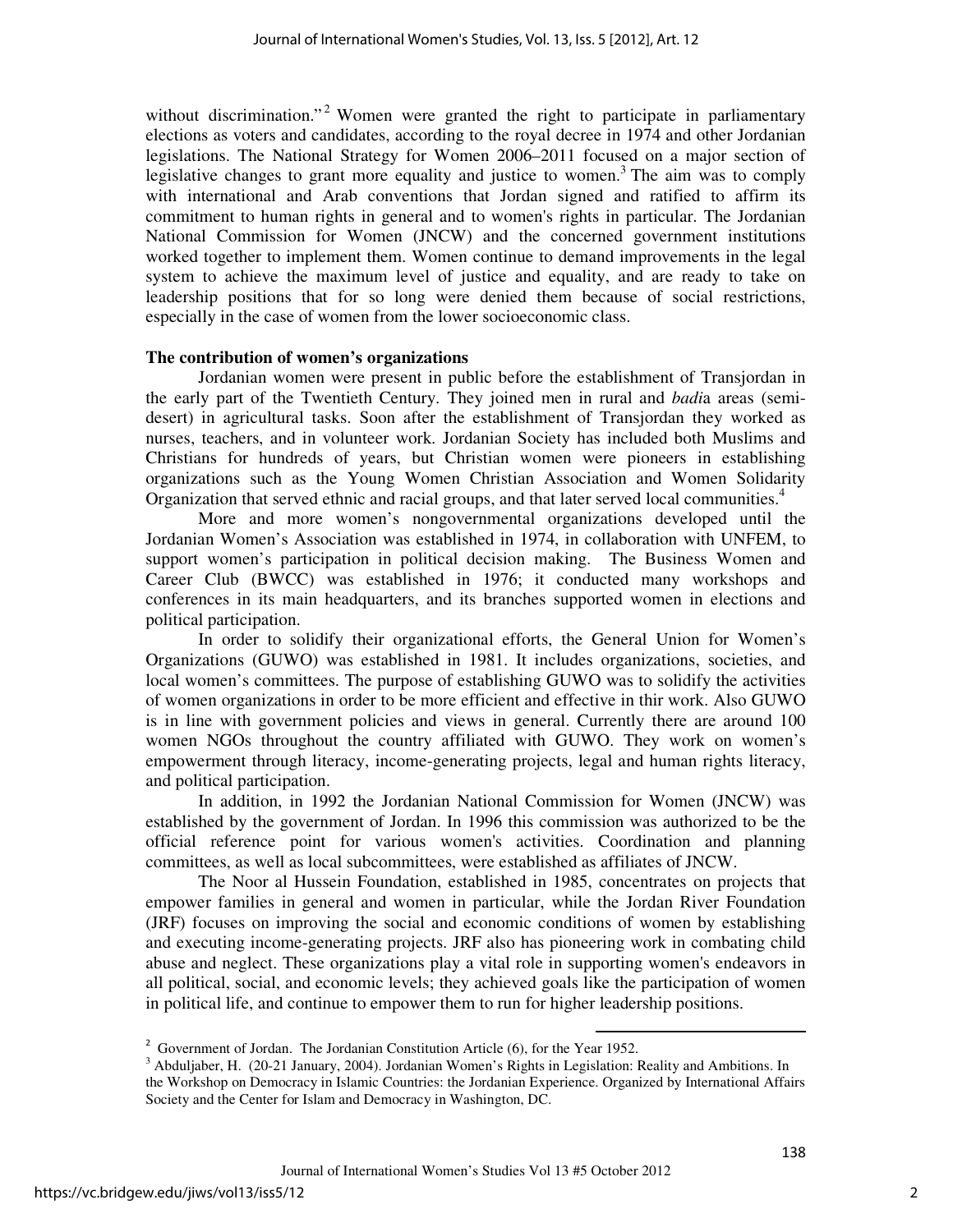without discrimination."[2] Women were granted the right to participate in parliamentary elections as voters and candidates, according to the royal decree in 1974 and other Jordanian legislations. The National Strategy for Women 2006–2011 focused on a major section of legislative changes to grant more equality and justice to women.[3] The aim was to comply with international and Arab conventions that Jordan signed and ratified to affirm its commitment to human rights in general and to women's rights in particular. The Jordanian National Commission for Women (JNCW) and the concerned government institutions worked together to implement them. Women continue to demand improvements in the legal system to achieve the maximum level of justice and equality, and are ready to take on leadership positions that for so long were denied them because of social restrictions, especially in the case of women from the lower socioeconomic class.

**The contribution of women's organizations**

Jordanian women were present in public before the establishment of Transjordan in the early part of the Twentieth Century. They joined men in rural and *badi*a areas (semi-desert) in agricultural tasks. Soon after the establishment of Transjordan they worked as nurses, teachers, and in volunteer work. Jordanian Society has included both Muslims and Christians for hundreds of years, but Christian women were pioneers in establishing organizations such as the Young Women Christian Association and Women Solidarity Organization that served ethnic and racial groups, and that later served local communities.[4]

More and more women's nongovernmental organizations developed until the Jordanian Women's Association was established in 1974, in collaboration with UNFEM, to support women's participation in political decision making. The Business Women and Career Club (BWCC) was established in 1976; it conducted many workshops and conferences in its main headquarters, and its branches supported women in elections and political participation.

In order to solidify their organizational efforts, the General Union for Women's Organizations (GUWO) was established in 1981. It includes organizations, societies, and local women's committees. The purpose of establishing GUWO was to solidify the activities of women organizations in order to be more efficient and effective in thir work. Also GUWO is in line with government policies and views in general. Currently there are around 100 women NGOs throughout the country affiliated with GUWO. They work on women's empowerment through literacy, income-generating projects, legal and human rights literacy, and political participation.

In addition, in 1992 the Jordanian National Commission for Women (JNCW) was established by the government of Jordan. In 1996 this commission was authorized to be the official reference point for various women's activities. Coordination and planning committees, as well as local subcommittees, were established as affiliates of JNCW.

The Noor al Hussein Foundation, established in 1985, concentrates on projects that empower families in general and women in particular, while the Jordan River Foundation (JRF) focuses on improving the social and economic conditions of women by establishing and executing income-generating projects. JRF also has pioneering work in combating child abuse and neglect. These organizations play a vital role in supporting women's endeavors in all political, social, and economic levels; they achieved goals like the participation of women in political life, and continue to empower them to run for higher leadership positions.

---

[2] Government of Jordan. The Jordanian Constitution Article (6), for the Year 1952.

[3] Abduljaber, H. (20-21 January, 2004). Jordanian Women's Rights in Legislation: Reality and Ambitions. In the Workshop on Democracy in Islamic Countries: the Jordanian Experience. Organized by International Affairs Society and the Center for Islam and Democracy in Washington, DC.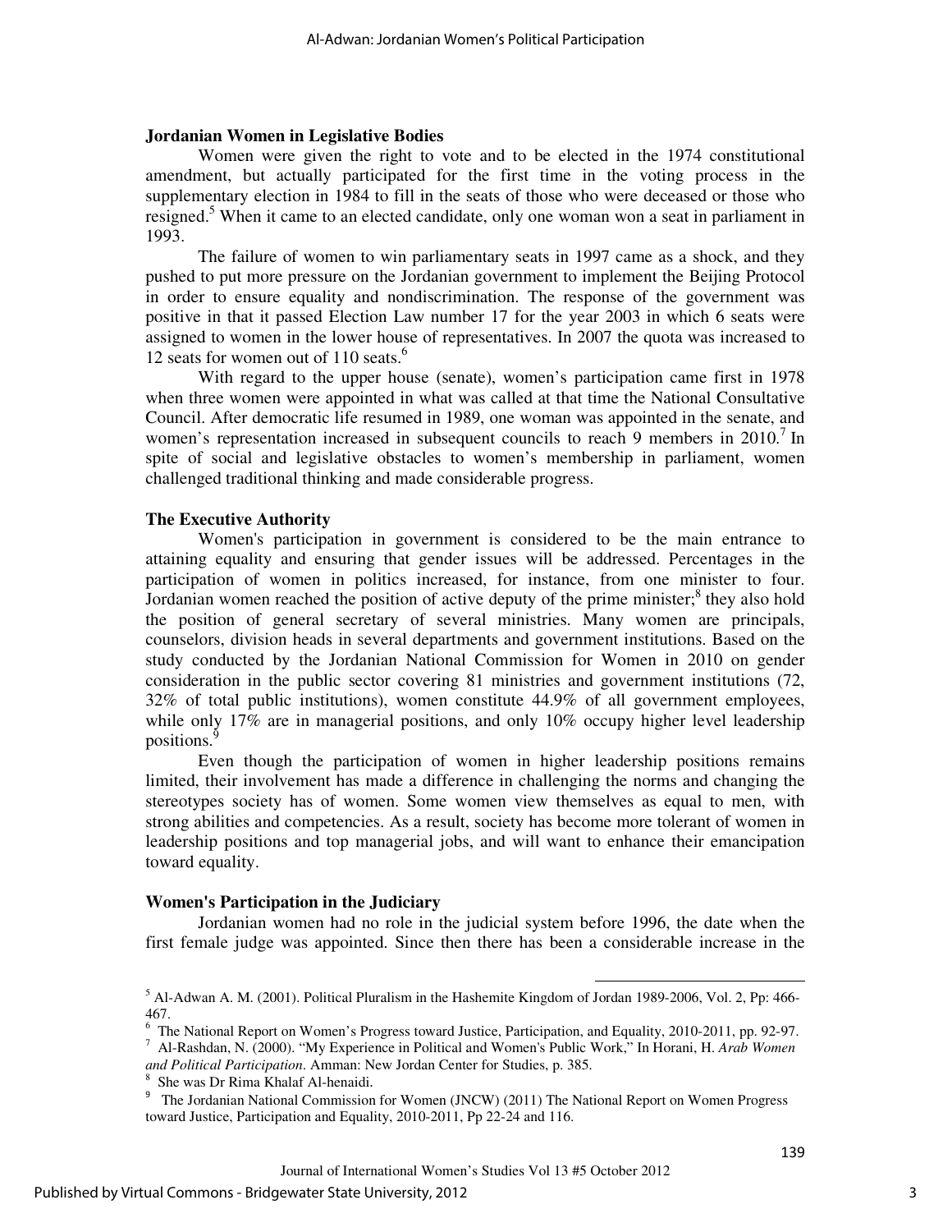### Jordanian Women in Legislative Bodies

Women were given the right to vote and to be elected in the 1974 constitutional amendment, but actually participated for the first time in the voting process in the supplementary election in 1984 to fill in the seats of those who were deceased or those who resigned.[5] When it came to an elected candidate, only one woman won a seat in parliament in 1993.

The failure of women to win parliamentary seats in 1997 came as a shock, and they pushed to put more pressure on the Jordanian government to implement the Beijing Protocol in order to ensure equality and nondiscrimination. The response of the government was positive in that it passed Election Law number 17 for the year 2003 in which 6 seats were assigned to women in the lower house of representatives. In 2007 the quota was increased to 12 seats for women out of 110 seats.[6]

With regard to the upper house (senate), women's participation came first in 1978 when three women were appointed in what was called at that time the National Consultative Council. After democratic life resumed in 1989, one woman was appointed in the senate, and women's representation increased in subsequent councils to reach 9 members in 2010.[7] In spite of social and legislative obstacles to women's membership in parliament, women challenged traditional thinking and made considerable progress.

### The Executive Authority

Women's participation in government is considered to be the main entrance to attaining equality and ensuring that gender issues will be addressed. Percentages in the participation of women in politics increased, for instance, from one minister to four. Jordanian women reached the position of active deputy of the prime minister;[8] they also hold the position of general secretary of several ministries. Many women are principals, counselors, division heads in several departments and government institutions. Based on the study conducted by the Jordanian National Commission for Women in 2010 on gender consideration in the public sector covering 81 ministries and government institutions (72, 32% of total public institutions), women constitute 44.9% of all government employees, while only 17% are in managerial positions, and only 10% occupy higher level leadership positions.[9]

Even though the participation of women in higher leadership positions remains limited, their involvement has made a difference in challenging the norms and changing the stereotypes society has of women. Some women view themselves as equal to men, with strong abilities and competencies. As a result, society has become more tolerant of women in leadership positions and top managerial jobs, and will want to enhance their emancipation toward equality.

### Women's Participation in the Judiciary

Jordanian women had no role in the judicial system before 1996, the date when the first female judge was appointed. Since then there has been a considerable increase in the

---

[5] Al-Adwan A. M. (2001). Political Pluralism in the Hashemite Kingdom of Jordan 1989-2006, Vol. 2, Pp: 466-467.

[6] The National Report on Women's Progress toward Justice, Participation, and Equality, 2010-2011, pp. 92-97.

[7] Al-Rashdan, N. (2000). "My Experience in Political and Women's Public Work," In Horani, H. *Arab Women and Political Participation*. Amman: New Jordan Center for Studies, p. 385.

[8] She was Dr Rima Khalaf Al-henaidi.

[9] The Jordanian National Commission for Women (JNCW) (2011) The National Report on Women Progress toward Justice, Participation and Equality, 2010-2011, Pp 22-24 and 116.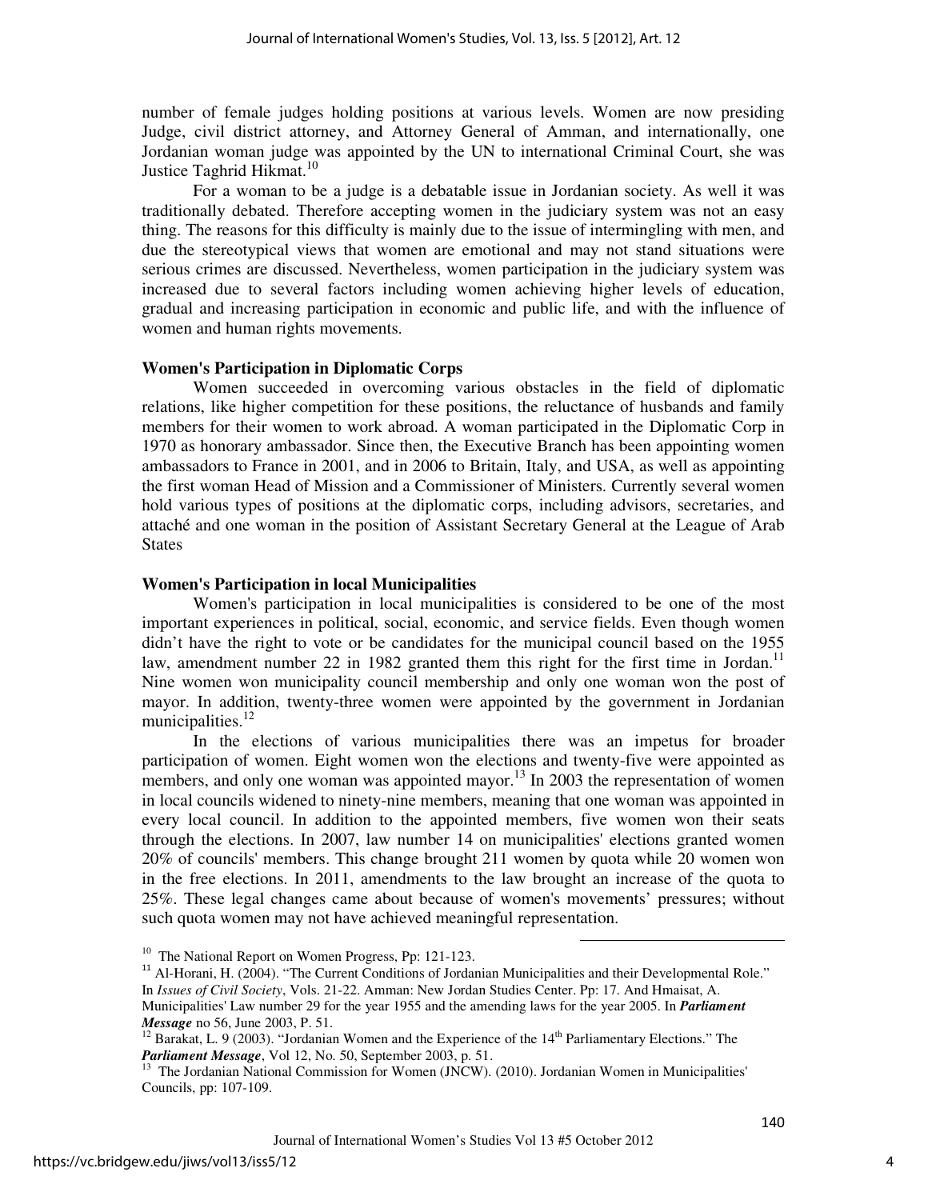number of female judges holding positions at various levels. Women are now presiding Judge, civil district attorney, and Attorney General of Amman, and internationally, one Jordanian woman judge was appointed by the UN to international Criminal Court, she was Justice Taghrid Hikmat.[10]

For a woman to be a judge is a debatable issue in Jordanian society. As well it was traditionally debated. Therefore accepting women in the judiciary system was not an easy thing. The reasons for this difficulty is mainly due to the issue of intermingling with men, and due the stereotypical views that women are emotional and may not stand situations were serious crimes are discussed. Nevertheless, women participation in the judiciary system was increased due to several factors including women achieving higher levels of education, gradual and increasing participation in economic and public life, and with the influence of women and human rights movements.

**Women's Participation in Diplomatic Corps**

Women succeeded in overcoming various obstacles in the field of diplomatic relations, like higher competition for these positions, the reluctance of husbands and family members for their women to work abroad. A woman participated in the Diplomatic Corp in 1970 as honorary ambassador. Since then, the Executive Branch has been appointing women ambassadors to France in 2001, and in 2006 to Britain, Italy, and USA, as well as appointing the first woman Head of Mission and a Commissioner of Ministers. Currently several women hold various types of positions at the diplomatic corps, including advisors, secretaries, and attaché and one woman in the position of Assistant Secretary General at the League of Arab States

**Women's Participation in local Municipalities**

Women's participation in local municipalities is considered to be one of the most important experiences in political, social, economic, and service fields. Even though women didn't have the right to vote or be candidates for the municipal council based on the 1955 law, amendment number 22 in 1982 granted them this right for the first time in Jordan.[11] Nine women won municipality council membership and only one woman won the post of mayor. In addition, twenty-three women were appointed by the government in Jordanian municipalities.[12]

In the elections of various municipalities there was an impetus for broader participation of women. Eight women won the elections and twenty-five were appointed as members, and only one woman was appointed mayor.[13] In 2003 the representation of women in local councils widened to ninety-nine members, meaning that one woman was appointed in every local council. In addition to the appointed members, five women won their seats through the elections. In 2007, law number 14 on municipalities' elections granted women 20% of councils' members. This change brought 211 women by quota while 20 women won in the free elections. In 2011, amendments to the law brought an increase of the quota to 25%. These legal changes came about because of women's movements' pressures; without such quota women may not have achieved meaningful representation.

---

[10] The National Report on Women Progress, Pp: 121-123.

[11] Al-Horani, H. (2004). "The Current Conditions of Jordanian Municipalities and their Developmental Role." In *Issues of Civil Society*, Vols. 21-22. Amman: New Jordan Studies Center. Pp: 17. And Hmaisat, A. Municipalities' Law number 29 for the year 1955 and the amending laws for the year 2005. In ***Parliament Message*** no 56, June 2003, P. 51.

[12] Barakat, L. 9 (2003). "Jordanian Women and the Experience of the 14th Parliamentary Elections." The ***Parliament Message***, Vol 12, No. 50, September 2003, p. 51.

[13] The Jordanian National Commission for Women (JNCW). (2010). Jordanian Women in Municipalities' Councils, pp: 107-109.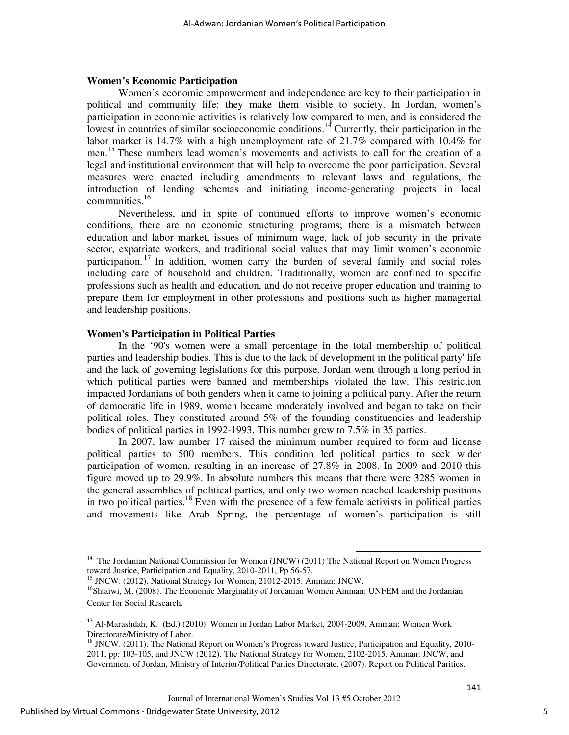**Women's Economic Participation**

Women's economic empowerment and independence are key to their participation in political and community life: they make them visible to society. In Jordan, women's participation in economic activities is relatively low compared to men, and is considered the lowest in countries of similar socioeconomic conditions.[14] Currently, their participation in the labor market is 14.7% with a high unemployment rate of 21.7% compared with 10.4% for men.[15] These numbers lead women's movements and activists to call for the creation of a legal and institutional environment that will help to overcome the poor participation. Several measures were enacted including amendments to relevant laws and regulations, the introduction of lending schemas and initiating income-generating projects in local communities.[16]

Nevertheless, and in spite of continued efforts to improve women's economic conditions, there are no economic structuring programs; there is a mismatch between education and labor market, issues of minimum wage, lack of job security in the private sector, expatriate workers, and traditional social values that may limit women's economic participation.[17] In addition, women carry the burden of several family and social roles including care of household and children. Traditionally, women are confined to specific professions such as health and education, and do not receive proper education and training to prepare them for employment in other professions and positions such as higher managerial and leadership positions.

**Women's Participation in Political Parties**

In the '90's women were a small percentage in the total membership of political parties and leadership bodies. This is due to the lack of development in the political party' life and the lack of governing legislations for this purpose. Jordan went through a long period in which political parties were banned and memberships violated the law. This restriction impacted Jordanians of both genders when it came to joining a political party. After the return of democratic life in 1989, women became moderately involved and began to take on their political roles. They constituted around 5% of the founding constituencies and leadership bodies of political parties in 1992-1993. This number grew to 7.5% in 35 parties.

In 2007, law number 17 raised the minimum number required to form and license political parties to 500 members. This condition led political parties to seek wider participation of women, resulting in an increase of 27.8% in 2008. In 2009 and 2010 this figure moved up to 29.9%. In absolute numbers this means that there were 3285 women in the general assemblies of political parties, and only two women reached leadership positions in two political parties.[18] Even with the presence of a few female activists in political parties and movements like Arab Spring, the percentage of women's participation is still

---

[14] The Jordanian National Commission for Women (JNCW) (2011) The National Report on Women Progress toward Justice, Participation and Equality, 2010-2011, Pp 56-57.

[15] JNCW. (2012). National Strategy for Women, 21012-2015. Amman: JNCW.

[16] Shtaiwi, M. (2008). The Economic Marginality of Jordanian Women Amman: UNFEM and the Jordanian Center for Social Research.

[17] Al-Marashdah, K. (Ed.) (2010). Women in Jordan Labor Market, 2004-2009. Amman: Women Work Directorate/Ministry of Labor.

[18] JNCW. (2011). The National Report on Women's Progress toward Justice, Participation and Equality, 2010-2011, pp: 103-105, and JNCW (2012). The National Strategy for Women, 2102-2015. Amman: JNCW, and Government of Jordan, Ministry of Interior/Political Parties Directorate. (2007). Report on Political Parities.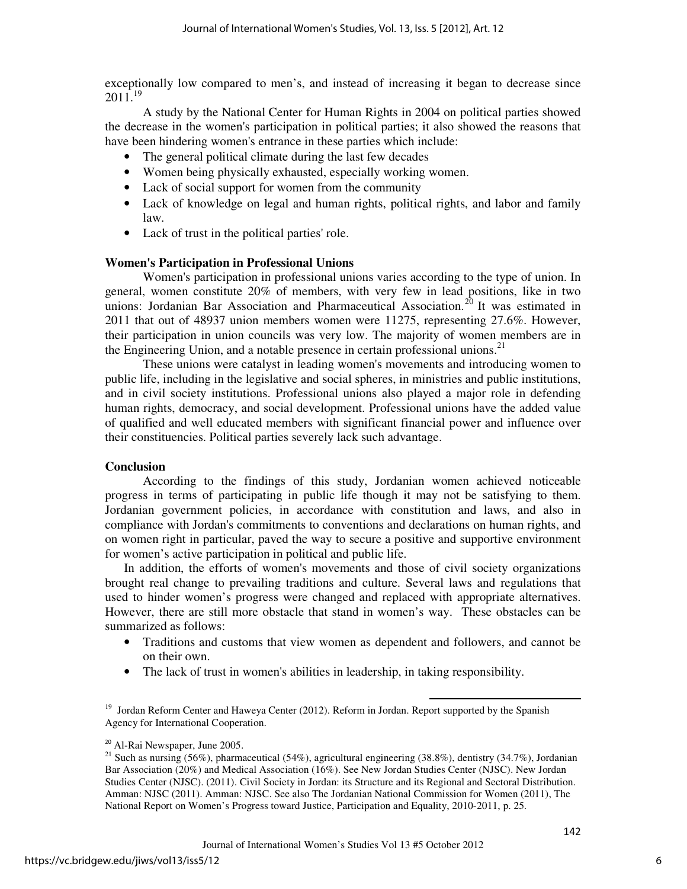exceptionally low compared to men's, and instead of increasing it began to decrease since 2011.[19]

A study by the National Center for Human Rights in 2004 on political parties showed the decrease in the women's participation in political parties; it also showed the reasons that have been hindering women's entrance in these parties which include:

- The general political climate during the last few decades
- Women being physically exhausted, especially working women.
- Lack of social support for women from the community
- Lack of knowledge on legal and human rights, political rights, and labor and family law.
- Lack of trust in the political parties' role.

**Women's Participation in Professional Unions**

Women's participation in professional unions varies according to the type of union. In general, women constitute 20% of members, with very few in lead positions, like in two unions: Jordanian Bar Association and Pharmaceutical Association.[20] It was estimated in 2011 that out of 48937 union members women were 11275, representing 27.6%. However, their participation in union councils was very low. The majority of women members are in the Engineering Union, and a notable presence in certain professional unions.[21]

These unions were catalyst in leading women's movements and introducing women to public life, including in the legislative and social spheres, in ministries and public institutions, and in civil society institutions. Professional unions also played a major role in defending human rights, democracy, and social development. Professional unions have the added value of qualified and well educated members with significant financial power and influence over their constituencies. Political parties severely lack such advantage.

**Conclusion**

According to the findings of this study, Jordanian women achieved noticeable progress in terms of participating in public life though it may not be satisfying to them. Jordanian government policies, in accordance with constitution and laws, and also in compliance with Jordan's commitments to conventions and declarations on human rights, and on women right in particular, paved the way to secure a positive and supportive environment for women's active participation in political and public life.

In addition, the efforts of women's movements and those of civil society organizations brought real change to prevailing traditions and culture. Several laws and regulations that used to hinder women's progress were changed and replaced with appropriate alternatives. However, there are still more obstacle that stand in women's way. These obstacles can be summarized as follows:

- Traditions and customs that view women as dependent and followers, and cannot be on their own.
- The lack of trust in women's abilities in leadership, in taking responsibility.

---

[19] Jordan Reform Center and Haweya Center (2012). Reform in Jordan. Report supported by the Spanish Agency for International Cooperation.

[20] Al-Rai Newspaper, June 2005.

[21] Such as nursing (56%), pharmaceutical (54%), agricultural engineering (38.8%), dentistry (34.7%), Jordanian Bar Association (20%) and Medical Association (16%). See New Jordan Studies Center (NJSC). New Jordan Studies Center (NJSC). (2011). Civil Society in Jordan: its Structure and its Regional and Sectoral Distribution. Amman: NJSC (2011). Amman: NJSC. See also The Jordanian National Commission for Women (2011), The National Report on Women's Progress toward Justice, Participation and Equality, 2010-2011, p. 25.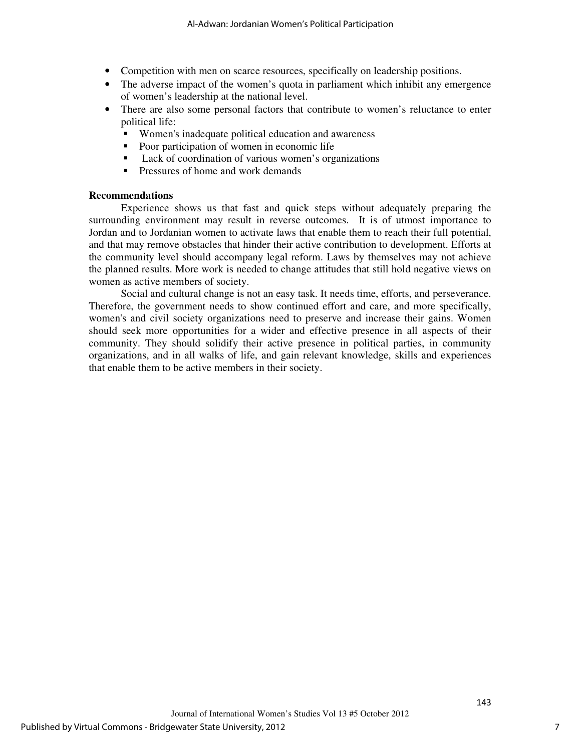- Competition with men on scarce resources, specifically on leadership positions.
- The adverse impact of the women's quota in parliament which inhibit any emergence of women's leadership at the national level.
- There are also some personal factors that contribute to women's reluctance to enter political life:
  - Women's inadequate political education and awareness
  - Poor participation of women in economic life
  - Lack of coordination of various women's organizations
  - Pressures of home and work demands

**Recommendations**

Experience shows us that fast and quick steps without adequately preparing the surrounding environment may result in reverse outcomes. It is of utmost importance to Jordan and to Jordanian women to activate laws that enable them to reach their full potential, and that may remove obstacles that hinder their active contribution to development. Efforts at the community level should accompany legal reform. Laws by themselves may not achieve the planned results. More work is needed to change attitudes that still hold negative views on women as active members of society.

Social and cultural change is not an easy task. It needs time, efforts, and perseverance. Therefore, the government needs to show continued effort and care, and more specifically, women's and civil society organizations need to preserve and increase their gains. Women should seek more opportunities for a wider and effective presence in all aspects of their community. They should solidify their active presence in political parties, in community organizations, and in all walks of life, and gain relevant knowledge, skills and experiences that enable them to be active members in their society.